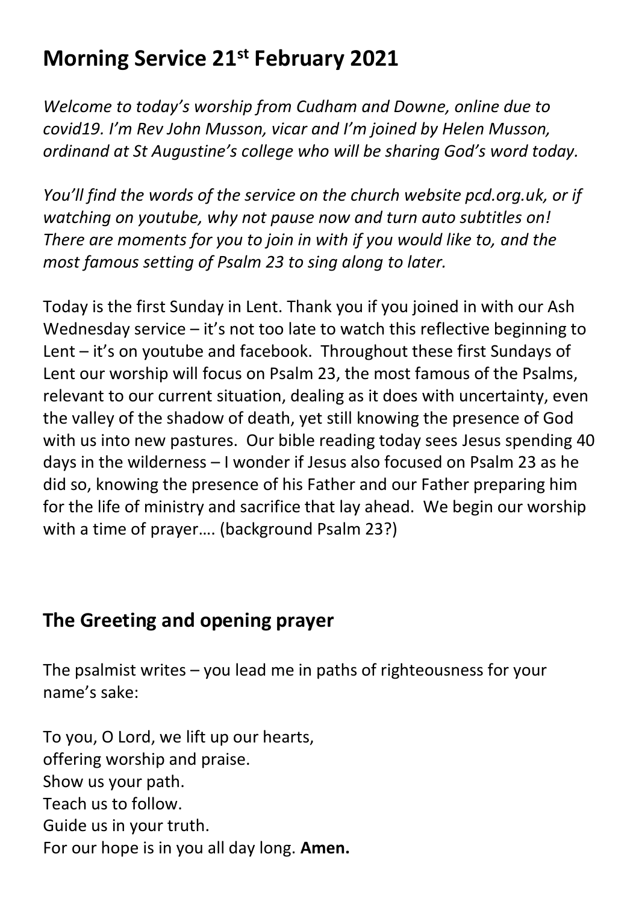# Morning Service 21st February 2021

*Welcome to today's worship from Cudham and Downe, online due to covid19. I'm Rev John Musson, vicar and I'm joined by Helen Musson, ordinand at St Augustine's college who will be sharing God's word today.*

*You'll find the words of the service on the church website pcd.org.uk, or if watching on youtube, why not pause now and turn auto subtitles on! There are moments for you to join in with if you would like to, and the most famous setting of Psalm 23 to sing along to later.*

Today is the first Sunday in Lent. Thank you if you joined in with our Ash Wednesday service – it's not too late to watch this reflective beginning to Lent – it's on youtube and facebook. Throughout these first Sundays of Lent our worship will focus on Psalm 23, the most famous of the Psalms, relevant to our current situation, dealing as it does with uncertainty, even the valley of the shadow of death, yet still knowing the presence of God with us into new pastures. Our bible reading today sees Jesus spending 40 days in the wilderness – I wonder if Jesus also focused on Psalm 23 as he did so, knowing the presence of his Father and our Father preparing him for the life of ministry and sacrifice that lay ahead. We begin our worship with a time of prayer…. (background Psalm 23?)

## The Greeting and opening prayer

The psalmist writes – you lead me in paths of righteousness for your name's sake:

To you, O Lord, we lift up our hearts,
offering worship and praise.
Show us your path.
Teach us to follow.
Guide us in your truth.
For our hope is in you all day long. **Amen.**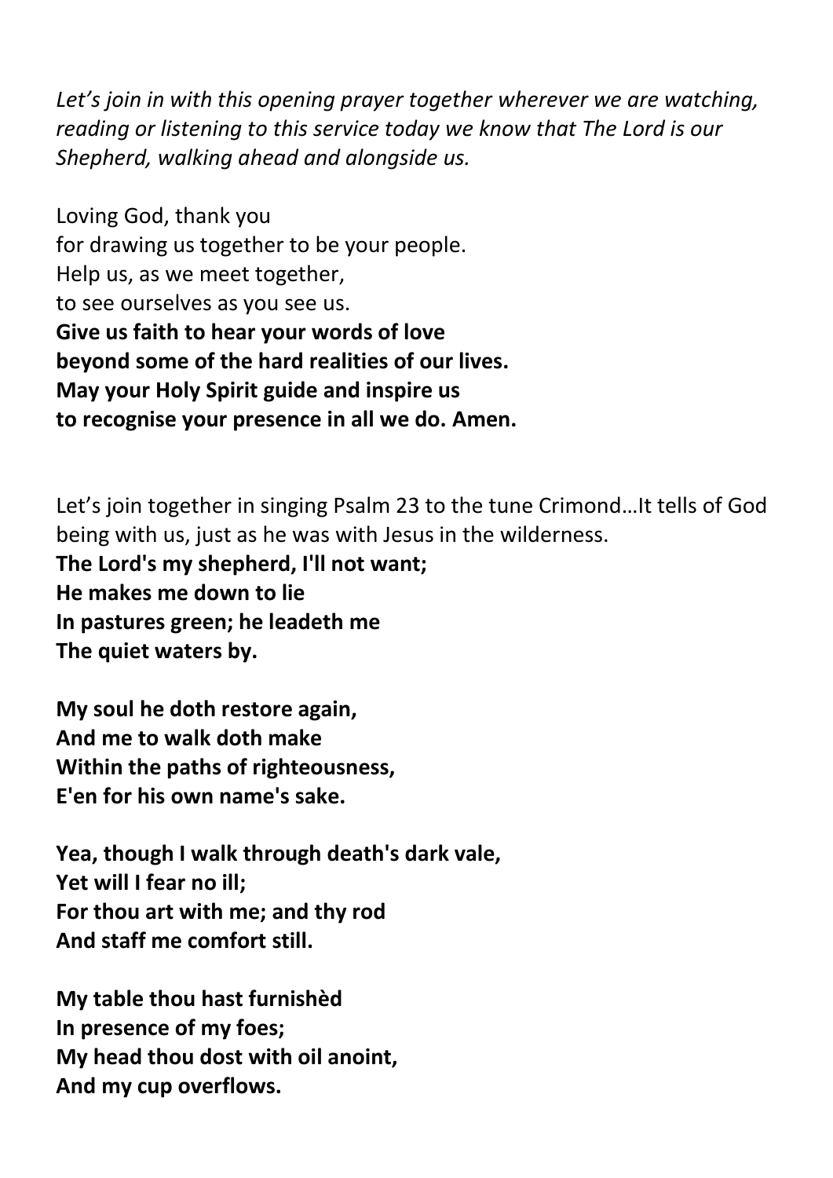*Let's join in with this opening prayer together wherever we are watching, reading or listening to this service today we know that The Lord is our Shepherd, walking ahead and alongside us.*

Loving God, thank you
for drawing us together to be your people.
Help us, as we meet together,
to see ourselves as you see us.
**Give us faith to hear your words of love**
**beyond some of the hard realities of our lives.**
**May your Holy Spirit guide and inspire us**
**to recognise your presence in all we do. Amen.**

Let's join together in singing Psalm 23 to the tune Crimond…It tells of God being with us, just as he was with Jesus in the wilderness.
**The Lord's my shepherd, I'll not want;**
**He makes me down to lie**
**In pastures green; he leadeth me**
**The quiet waters by.**

**My soul he doth restore again,**
**And me to walk doth make**
**Within the paths of righteousness,**
**E'en for his own name's sake.**

**Yea, though I walk through death's dark vale,**
**Yet will I fear no ill;**
**For thou art with me; and thy rod**
**And staff me comfort still.**

**My table thou hast furnishèd**
**In presence of my foes;**
**My head thou dost with oil anoint,**
**And my cup overflows.**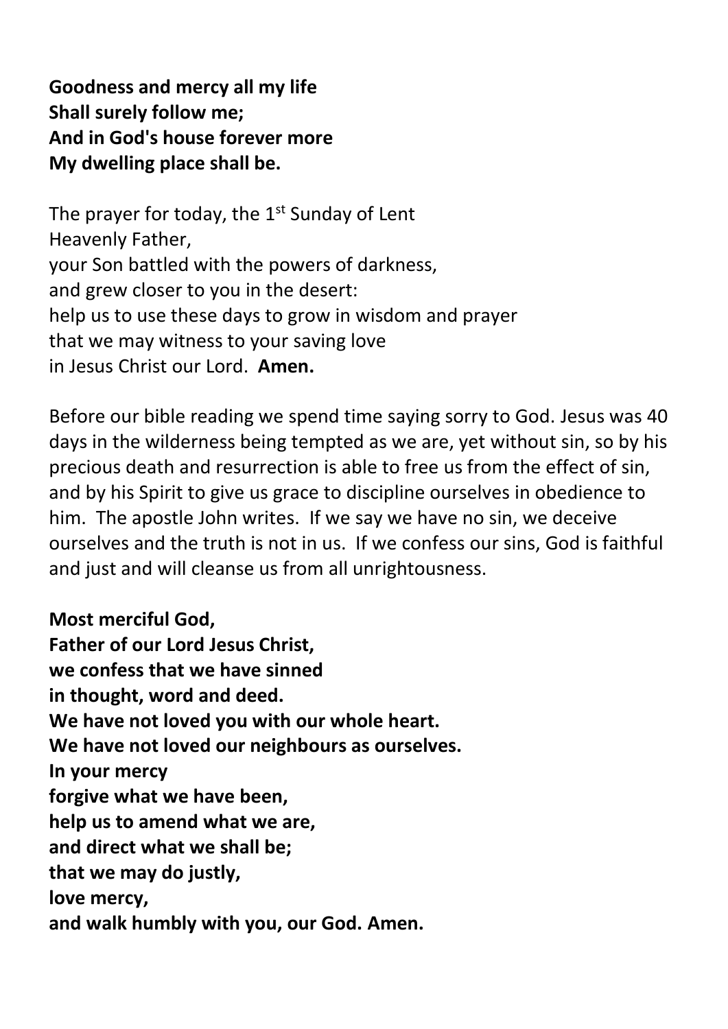**Goodness and mercy all my life**
**Shall surely follow me;**
**And in God's house forever more**
**My dwelling place shall be.**

The prayer for today, the 1st Sunday of Lent
Heavenly Father,
your Son battled with the powers of darkness,
and grew closer to you in the desert:
help us to use these days to grow in wisdom and prayer
that we may witness to your saving love
in Jesus Christ our Lord. **Amen.**

Before our bible reading we spend time saying sorry to God. Jesus was 40 days in the wilderness being tempted as we are, yet without sin, so by his precious death and resurrection is able to free us from the effect of sin, and by his Spirit to give us grace to discipline ourselves in obedience to him. The apostle John writes. If we say we have no sin, we deceive ourselves and the truth is not in us. If we confess our sins, God is faithful and just and will cleanse us from all unrightousness.

**Most merciful God,**
**Father of our Lord Jesus Christ,**
**we confess that we have sinned**
**in thought, word and deed.**
**We have not loved you with our whole heart.**
**We have not loved our neighbours as ourselves.**
**In your mercy**
**forgive what we have been,**
**help us to amend what we are,**
**and direct what we shall be;**
**that we may do justly,**
**love mercy,**
**and walk humbly with you, our God. Amen.**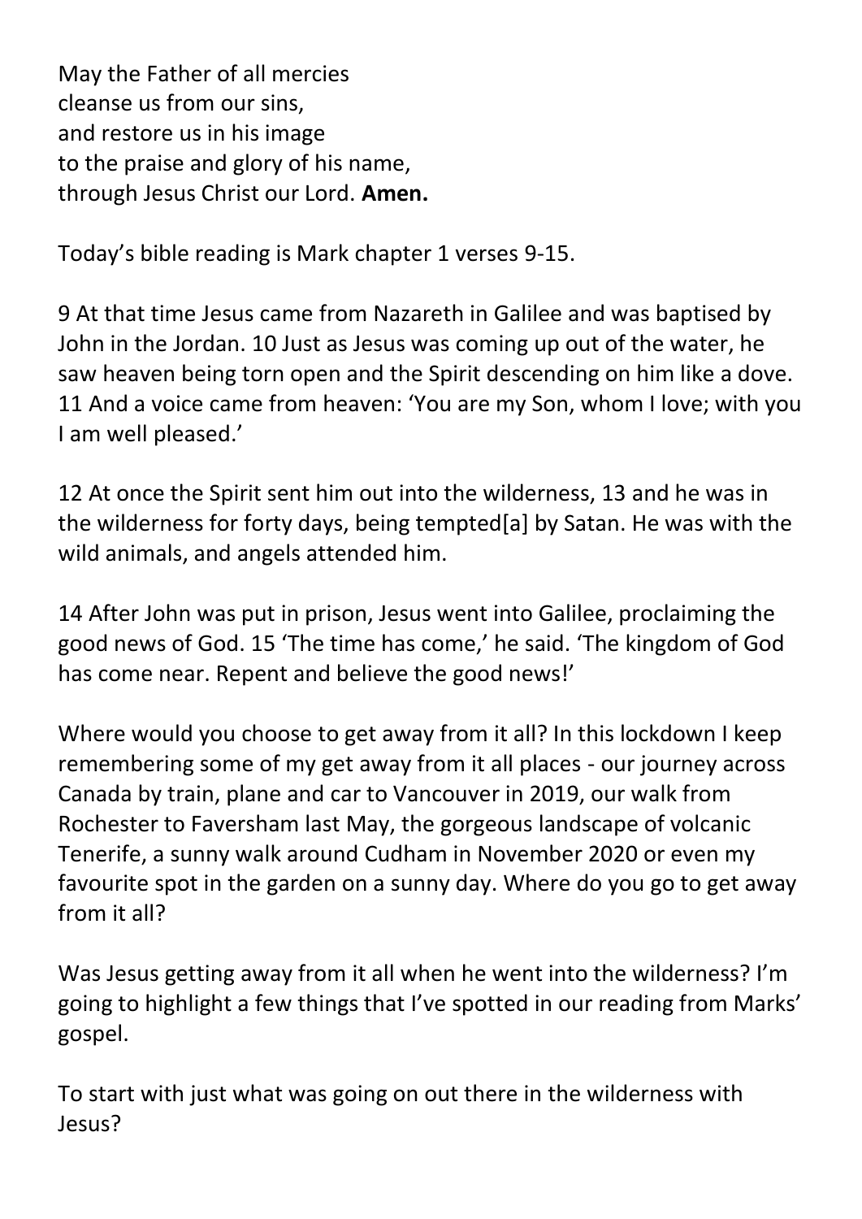May the Father of all mercies
cleanse us from our sins,
and restore us in his image
to the praise and glory of his name,
through Jesus Christ our Lord. **Amen.**

Today's bible reading is Mark chapter 1 verses 9-15.

9 At that time Jesus came from Nazareth in Galilee and was baptised by John in the Jordan. 10 Just as Jesus was coming up out of the water, he saw heaven being torn open and the Spirit descending on him like a dove. 11 And a voice came from heaven: 'You are my Son, whom I love; with you I am well pleased.'

12 At once the Spirit sent him out into the wilderness, 13 and he was in the wilderness for forty days, being tempted[a] by Satan. He was with the wild animals, and angels attended him.

14 After John was put in prison, Jesus went into Galilee, proclaiming the good news of God. 15 'The time has come,' he said. 'The kingdom of God has come near. Repent and believe the good news!'

Where would you choose to get away from it all? In this lockdown I keep remembering some of my get away from it all places - our journey across Canada by train, plane and car to Vancouver in 2019, our walk from Rochester to Faversham last May, the gorgeous landscape of volcanic Tenerife, a sunny walk around Cudham in November 2020 or even my favourite spot in the garden on a sunny day. Where do you go to get away from it all?

Was Jesus getting away from it all when he went into the wilderness? I'm going to highlight a few things that I've spotted in our reading from Marks' gospel.

To start with just what was going on out there in the wilderness with Jesus?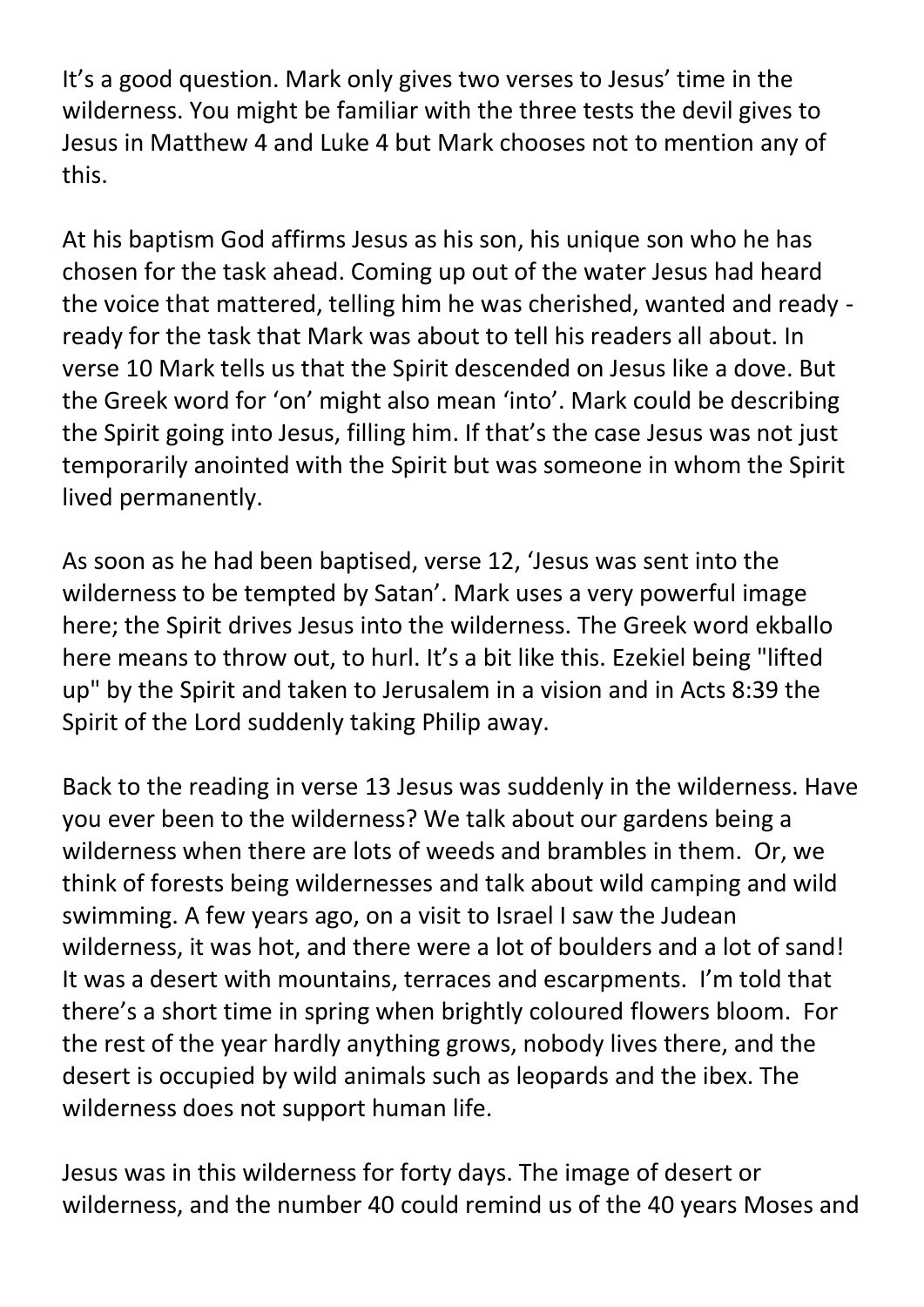It's a good question. Mark only gives two verses to Jesus' time in the wilderness. You might be familiar with the three tests the devil gives to Jesus in Matthew 4 and Luke 4 but Mark chooses not to mention any of this.

At his baptism God affirms Jesus as his son, his unique son who he has chosen for the task ahead. Coming up out of the water Jesus had heard the voice that mattered, telling him he was cherished, wanted and ready - ready for the task that Mark was about to tell his readers all about. In verse 10 Mark tells us that the Spirit descended on Jesus like a dove. But the Greek word for 'on' might also mean 'into'. Mark could be describing the Spirit going into Jesus, filling him. If that's the case Jesus was not just temporarily anointed with the Spirit but was someone in whom the Spirit lived permanently.

As soon as he had been baptised, verse 12, 'Jesus was sent into the wilderness to be tempted by Satan'. Mark uses a very powerful image here; the Spirit drives Jesus into the wilderness. The Greek word ekballo here means to throw out, to hurl. It's a bit like this. Ezekiel being "lifted up" by the Spirit and taken to Jerusalem in a vision and in Acts 8:39 the Spirit of the Lord suddenly taking Philip away.

Back to the reading in verse 13 Jesus was suddenly in the wilderness. Have you ever been to the wilderness? We talk about our gardens being a wilderness when there are lots of weeds and brambles in them. Or, we think of forests being wildernesses and talk about wild camping and wild swimming. A few years ago, on a visit to Israel I saw the Judean wilderness, it was hot, and there were a lot of boulders and a lot of sand! It was a desert with mountains, terraces and escarpments. I'm told that there's a short time in spring when brightly coloured flowers bloom. For the rest of the year hardly anything grows, nobody lives there, and the desert is occupied by wild animals such as leopards and the ibex. The wilderness does not support human life.

Jesus was in this wilderness for forty days. The image of desert or wilderness, and the number 40 could remind us of the 40 years Moses and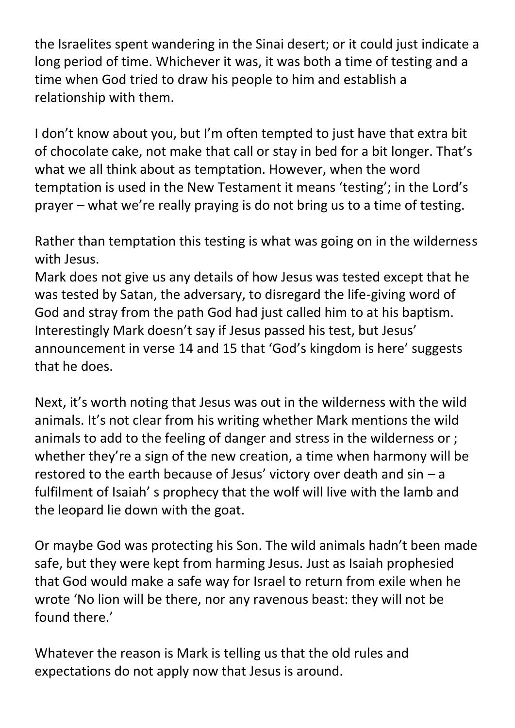the Israelites spent wandering in the Sinai desert; or it could just indicate a long period of time. Whichever it was, it was both a time of testing and a time when God tried to draw his people to him and establish a relationship with them.

I don't know about you, but I'm often tempted to just have that extra bit of chocolate cake, not make that call or stay in bed for a bit longer. That's what we all think about as temptation. However, when the word temptation is used in the New Testament it means 'testing'; in the Lord's prayer – what we're really praying is do not bring us to a time of testing.

Rather than temptation this testing is what was going on in the wilderness with Jesus.
Mark does not give us any details of how Jesus was tested except that he was tested by Satan, the adversary, to disregard the life-giving word of God and stray from the path God had just called him to at his baptism. Interestingly Mark doesn't say if Jesus passed his test, but Jesus' announcement in verse 14 and 15 that 'God's kingdom is here' suggests that he does.

Next, it's worth noting that Jesus was out in the wilderness with the wild animals. It's not clear from his writing whether Mark mentions the wild animals to add to the feeling of danger and stress in the wilderness or ; whether they're a sign of the new creation, a time when harmony will be restored to the earth because of Jesus' victory over death and sin – a fulfilment of Isaiah' s prophecy that the wolf will live with the lamb and the leopard lie down with the goat.

Or maybe God was protecting his Son. The wild animals hadn't been made safe, but they were kept from harming Jesus. Just as Isaiah prophesied that God would make a safe way for Israel to return from exile when he wrote 'No lion will be there, nor any ravenous beast: they will not be found there.'

Whatever the reason is Mark is telling us that the old rules and expectations do not apply now that Jesus is around.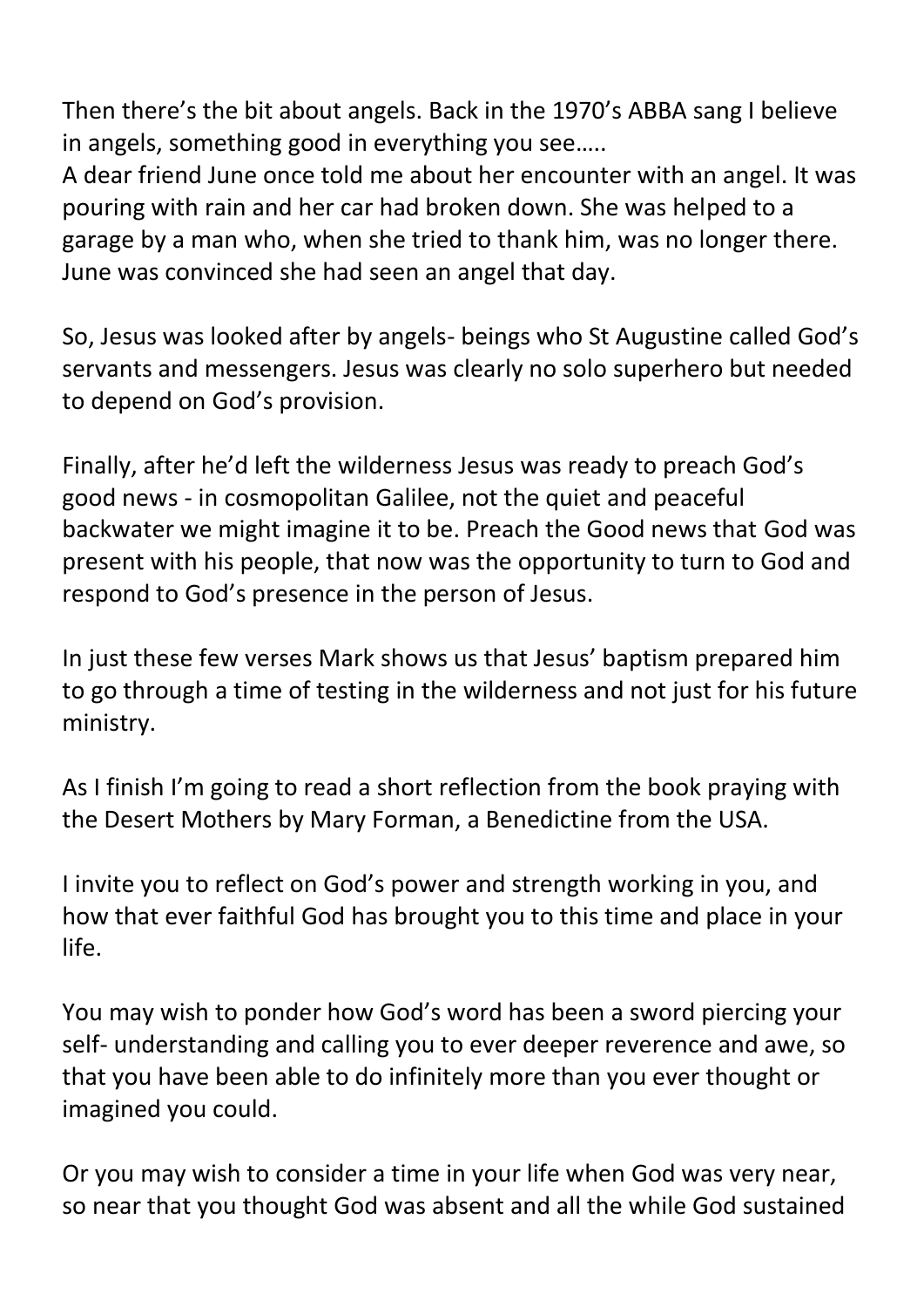Then there's the bit about angels. Back in the 1970's ABBA sang I believe in angels, something good in everything you see…..
A dear friend June once told me about her encounter with an angel. It was pouring with rain and her car had broken down. She was helped to a garage by a man who, when she tried to thank him, was no longer there. June was convinced she had seen an angel that day.

So, Jesus was looked after by angels- beings who St Augustine called God's servants and messengers. Jesus was clearly no solo superhero but needed to depend on God's provision.

Finally, after he'd left the wilderness Jesus was ready to preach God's good news - in cosmopolitan Galilee, not the quiet and peaceful backwater we might imagine it to be. Preach the Good news that God was present with his people, that now was the opportunity to turn to God and respond to God's presence in the person of Jesus.

In just these few verses Mark shows us that Jesus' baptism prepared him to go through a time of testing in the wilderness and not just for his future ministry.

As I finish I'm going to read a short reflection from the book praying with the Desert Mothers by Mary Forman, a Benedictine from the USA.

I invite you to reflect on God's power and strength working in you, and how that ever faithful God has brought you to this time and place in your life.

You may wish to ponder how God's word has been a sword piercing your self- understanding and calling you to ever deeper reverence and awe, so that you have been able to do infinitely more than you ever thought or imagined you could.

Or you may wish to consider a time in your life when God was very near, so near that you thought God was absent and all the while God sustained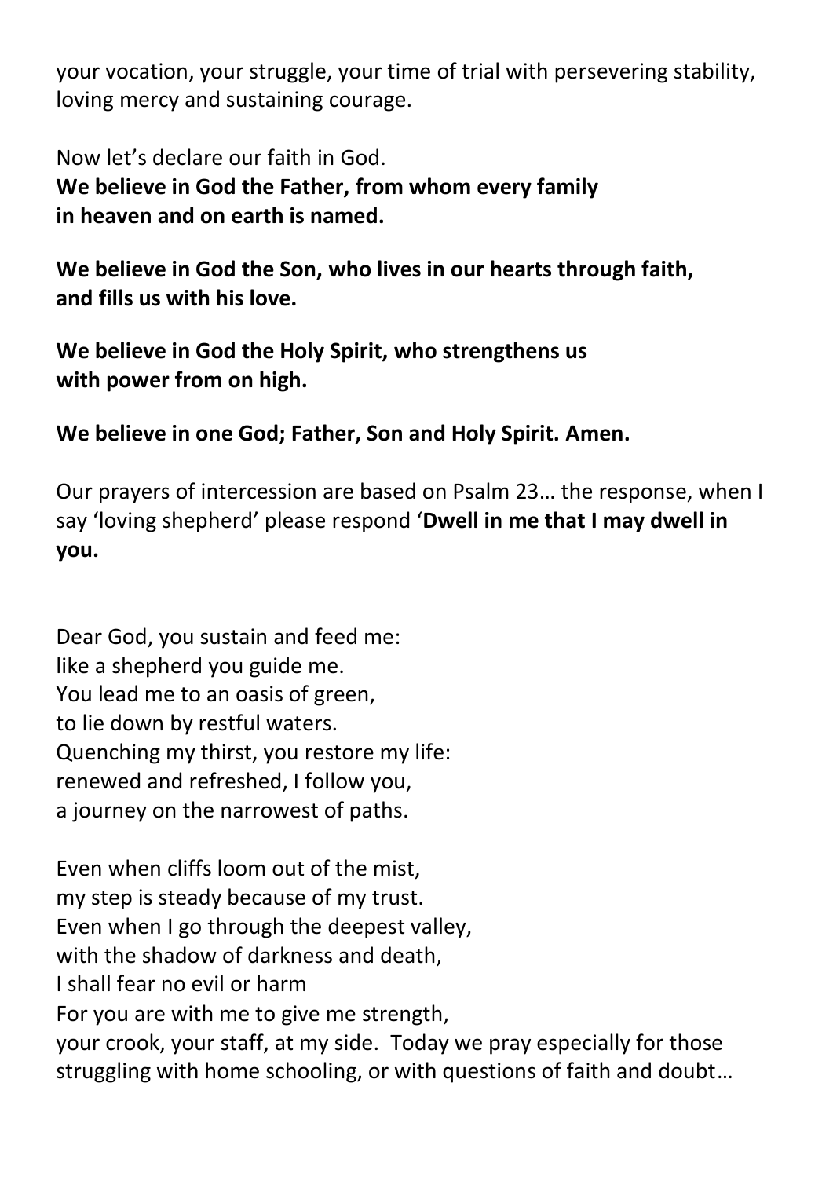your vocation, your struggle, your time of trial with persevering stability, loving mercy and sustaining courage.

Now let's declare our faith in God.
**We believe in God the Father, from whom every family in heaven and on earth is named.**

**We believe in God the Son, who lives in our hearts through faith, and fills us with his love.**

**We believe in God the Holy Spirit, who strengthens us with power from on high.**

**We believe in one God; Father, Son and Holy Spirit. Amen.**

Our prayers of intercession are based on Psalm 23… the response, when I say 'loving shepherd' please respond '**Dwell in me that I may dwell in you.**

Dear God, you sustain and feed me:
like a shepherd you guide me.
You lead me to an oasis of green,
to lie down by restful waters.
Quenching my thirst, you restore my life:
renewed and refreshed, I follow you,
a journey on the narrowest of paths.

Even when cliffs loom out of the mist,
my step is steady because of my trust.
Even when I go through the deepest valley,
with the shadow of darkness and death,
I shall fear no evil or harm
For you are with me to give me strength,
your crook, your staff, at my side. Today we pray especially for those struggling with home schooling, or with questions of faith and doubt…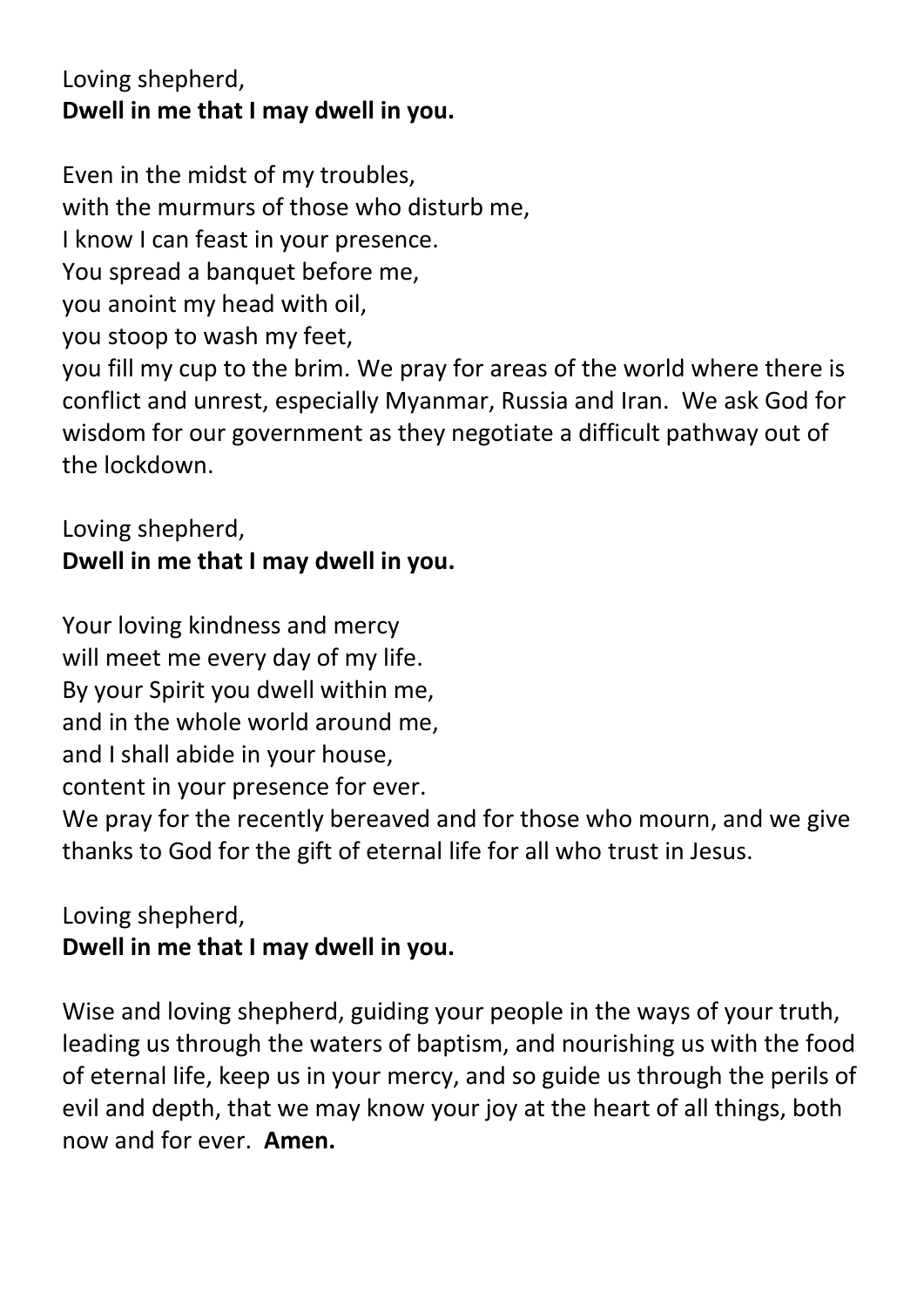Loving shepherd,
**Dwell in me that I may dwell in you.**

Even in the midst of my troubles,
with the murmurs of those who disturb me,
I know I can feast in your presence.
You spread a banquet before me,
you anoint my head with oil,
you stoop to wash my feet,
you fill my cup to the brim. We pray for areas of the world where there is conflict and unrest, especially Myanmar, Russia and Iran. We ask God for wisdom for our government as they negotiate a difficult pathway out of the lockdown.

Loving shepherd,
**Dwell in me that I may dwell in you.**

Your loving kindness and mercy
will meet me every day of my life.
By your Spirit you dwell within me,
and in the whole world around me,
and I shall abide in your house,
content in your presence for ever.
We pray for the recently bereaved and for those who mourn, and we give thanks to God for the gift of eternal life for all who trust in Jesus.

Loving shepherd,
**Dwell in me that I may dwell in you.**

Wise and loving shepherd, guiding your people in the ways of your truth, leading us through the waters of baptism, and nourishing us with the food of eternal life, keep us in your mercy, and so guide us through the perils of evil and depth, that we may know your joy at the heart of all things, both now and for ever. **Amen.**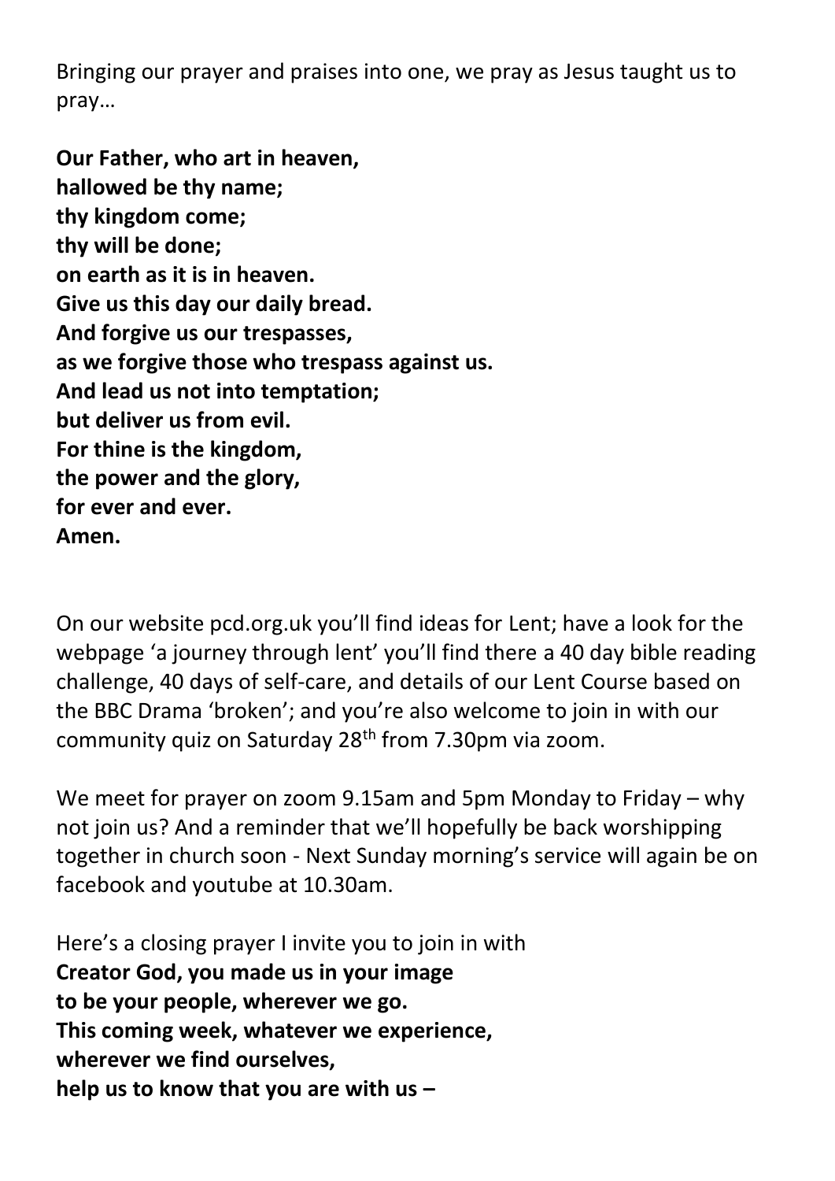Bringing our prayer and praises into one, we pray as Jesus taught us to pray…

**Our Father, who art in heaven,**
**hallowed be thy name;**
**thy kingdom come;**
**thy will be done;**
**on earth as it is in heaven.**
**Give us this day our daily bread.**
**And forgive us our trespasses,**
**as we forgive those who trespass against us.**
**And lead us not into temptation;**
**but deliver us from evil.**
**For thine is the kingdom,**
**the power and the glory,**
**for ever and ever.**
**Amen.**

On our website pcd.org.uk you'll find ideas for Lent; have a look for the webpage 'a journey through lent' you'll find there a 40 day bible reading challenge, 40 days of self-care, and details of our Lent Course based on the BBC Drama 'broken'; and you're also welcome to join in with our community quiz on Saturday 28th from 7.30pm via zoom.

We meet for prayer on zoom 9.15am and 5pm Monday to Friday – why not join us? And a reminder that we'll hopefully be back worshipping together in church soon - Next Sunday morning's service will again be on facebook and youtube at 10.30am.

Here's a closing prayer I invite you to join in with
**Creator God, you made us in your image**
**to be your people, wherever we go.**
**This coming week, whatever we experience,**
**wherever we find ourselves,**
**help us to know that you are with us –**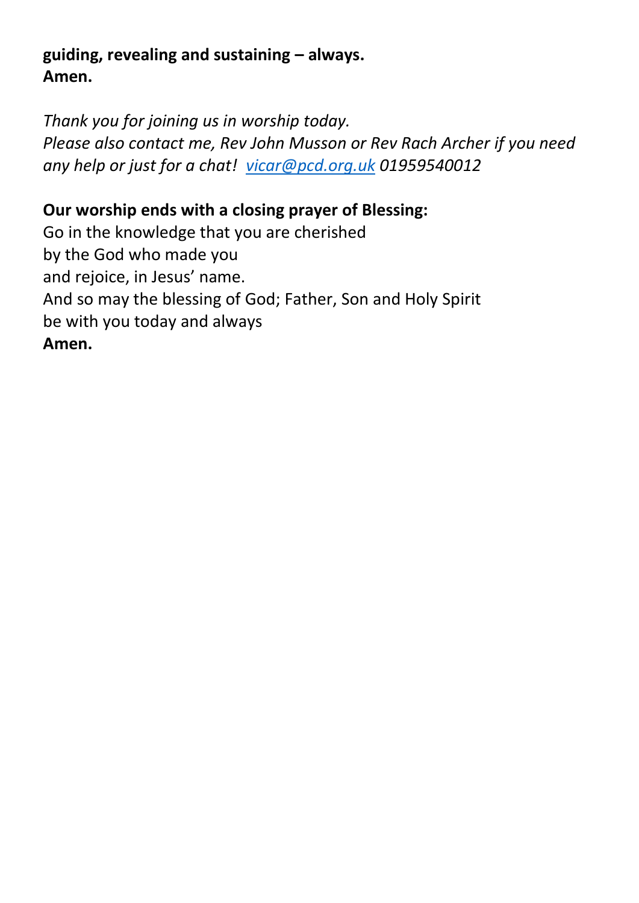**guiding, revealing and sustaining – always.**
**Amen.**

*Thank you for joining us in worship today.*
*Please also contact me, Rev John Musson or Rev Rach Archer if you need any help or just for a chat! vicar@pcd.org.uk 01959540012*

**Our worship ends with a closing prayer of Blessing:**
Go in the knowledge that you are cherished
by the God who made you
and rejoice, in Jesus' name.
And so may the blessing of God; Father, Son and Holy Spirit
be with you today and always
**Amen.**